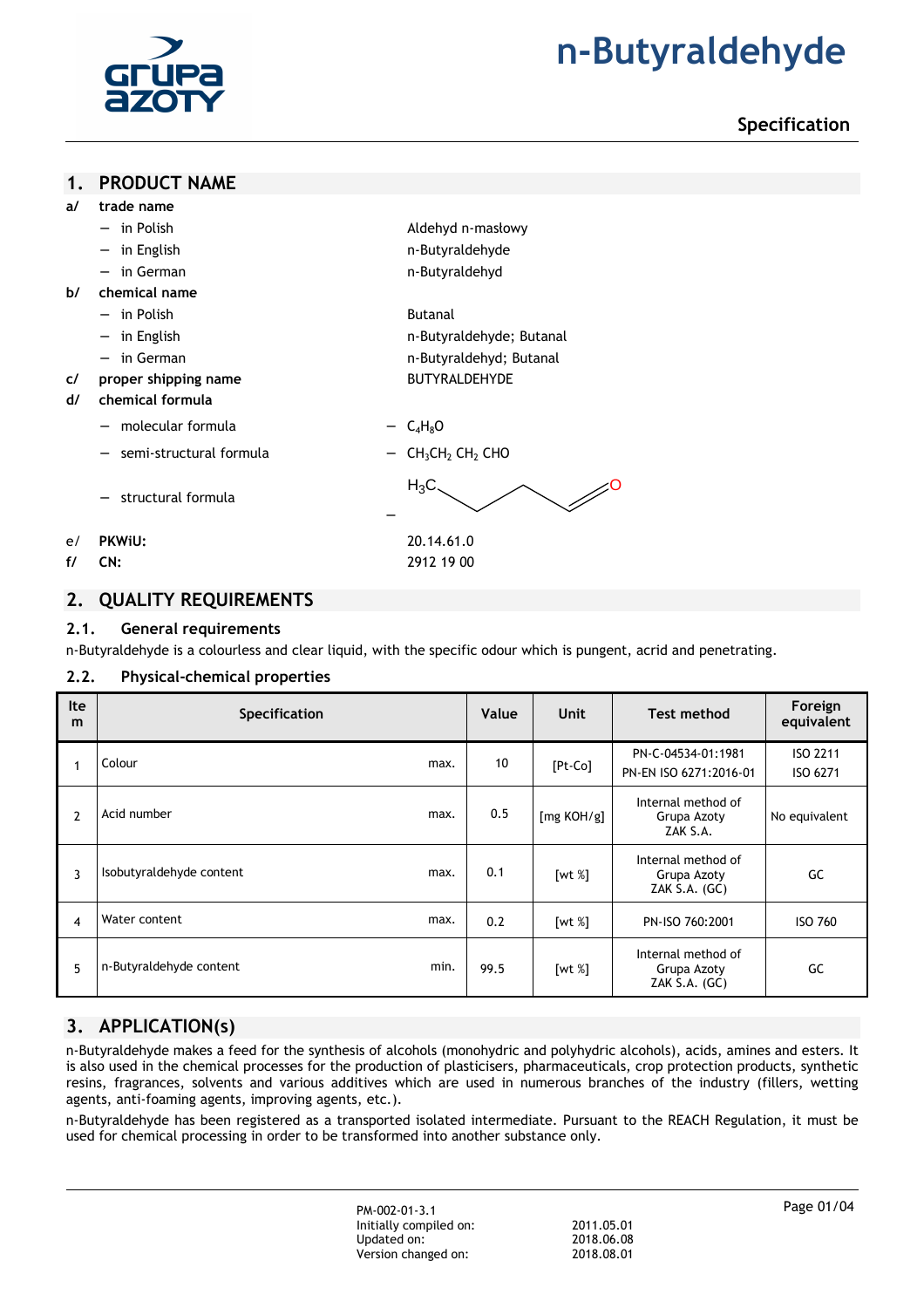# n-Butyraldehyde

**Specification**

## 1. PRODUCT NAME

**a/ trade name**

- in Polish: Aldehyd n-masłowy
- in English: n-Butyraldehyde
- in German: n-Butyraldehyd

**b/ chemical name**

- in Polish: Butanal
- in English: n-Butyraldehyde; Butanal
- in German: n-Butyraldehyd; Butanal

**c/ proper shipping name**: BUTYRALDEHYDE

**d/ chemical formula**

- molecular formula – $C_4H_8O$
- semi-structural formula – $CH_3CH_2$ $CH_2$ CHO
- structural formula –

**e/ PKWiU:** 20.14.61.0

**f/ CN:** 2912 19 00

## 2. QUALITY REQUIREMENTS

### 2.1. General requirements

n-Butyraldehyde is a colourless and clear liquid, with the specific odour which is pungent, acrid and penetrating.

### 2.2. Physical-chemical properties

| Item | Specification | | Value | Unit | Test method | Foreign equivalent |
|---|---|---|---|---|---|---|
| 1 | Colour | max. | 10 | [Pt-Co] | PN-C-04534-01:1981<br>PN-EN ISO 6271:2016-01 | ISO 2211<br>ISO 6271 |
| 2 | Acid number | max. | 0.5 | [mg KOH/g] | Internal method of Grupa Azoty ZAK S.A. | No equivalent |
| 3 | Isobutyraldehyde content | max. | 0.1 | [wt %] | Internal method of Grupa Azoty ZAK S.A. (GC) | GC |
| 4 | Water content | max. | 0.2 | [wt %] | PN-ISO 760:2001 | ISO 760 |
| 5 | n-Butyraldehyde content | min. | 99.5 | [wt %] | Internal method of Grupa Azoty ZAK S.A. (GC) | GC |

## 3. APPLICATION(s)

n-Butyraldehyde makes a feed for the synthesis of alcohols (monohydric and polyhydric alcohols), acids, amines and esters. It is also used in the chemical processes for the production of plasticisers, pharmaceuticals, crop protection products, synthetic resins, fragrances, solvents and various additives which are used in numerous branches of the industry (fillers, wetting agents, anti-foaming agents, improving agents, etc.).

n-Butyraldehyde has been registered as a transported isolated intermediate. Pursuant to the REACH Regulation, it must be used for chemical processing in order to be transformed into another substance only.

PM-002-01-3.1
Initially compiled on: 2011.05.01
Updated on: 2018.06.08
Version changed on: 2018.08.01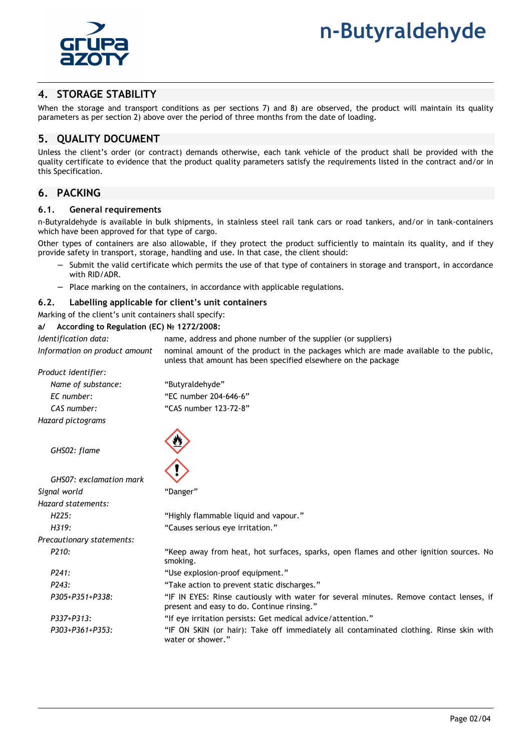## 4. STORAGE STABILITY

When the storage and transport conditions as per sections 7) and 8) are observed, the product will maintain its quality parameters as per section 2) above over the period of three months from the date of loading.

## 5. QUALITY DOCUMENT

Unless the client's order (or contract) demands otherwise, each tank vehicle of the product shall be provided with the quality certificate to evidence that the product quality parameters satisfy the requirements listed in the contract and/or in this Specification.

## 6. PACKING

### 6.1. General requirements

n-Butyraldehyde is available in bulk shipments, in stainless steel rail tank cars or road tankers, and/or in tank-containers which have been approved for that type of cargo.

Other types of containers are also allowable, if they protect the product sufficiently to maintain its quality, and if they provide safety in transport, storage, handling and use. In that case, the client should:

- Submit the valid certificate which permits the use of that type of containers in storage and transport, in accordance with RID/ADR.
- Place marking on the containers, in accordance with applicable regulations.

### 6.2. Labelling applicable for client's unit containers

Marking of the client's unit containers shall specify:

**a/ According to Regulation (EC) № 1272/2008:**

| | |
|---|---|
| *Identification data:* | name, address and phone number of the supplier (or suppliers) |
| *Information on product amount* | nominal amount of the product in the packages which are made available to the public, unless that amount has been specified elsewhere on the package |
| *Product identifier:* | |
| *Name of substance:* | "Butyraldehyde" |
| *EC number:* | "EC number 204-646-6" |
| *CAS number:* | "CAS number 123-72-8" |
| *Hazard pictograms* | |
| *GHS02: flame* | |
| *GHS07: exclamation mark* | |
| *Signal world* | "Danger" |
| *Hazard statements:* | |
| *H225:* | "Highly flammable liquid and vapour." |
| *H319:* | "Causes serious eye irritation." |
| *Precautionary statements:* | |
| *P210:* | "Keep away from heat, hot surfaces, sparks, open flames and other ignition sources. No smoking. |
| *P241:* | "Use explosion-proof equipment." |
| *P243:* | "Take action to prevent static discharges." |
| *P305+P351+P338:* | "IF IN EYES: Rinse cautiously with water for several minutes. Remove contact lenses, if present and easy to do. Continue rinsing." |
| *P337+P313:* | "If eye irritation persists: Get medical advice/attention." |
| *P303+P361+P353:* | "IF ON SKIN (or hair): Take off immediately all contaminated clothing. Rinse skin with water or shower." |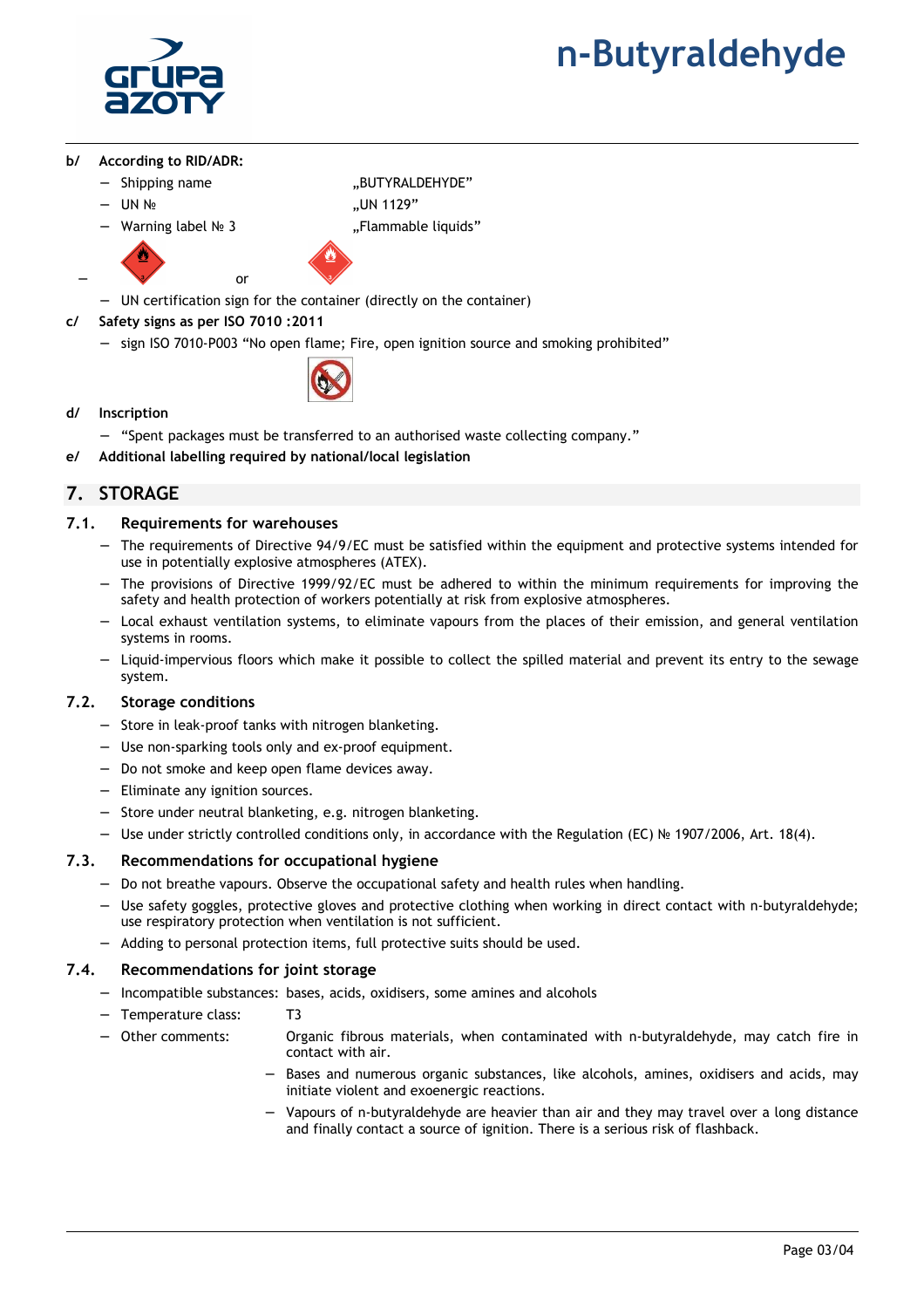**b/ According to RID/ADR:**

- Shipping name „BUTYRALDEHYDE"
- UN № „UN 1129"
- Warning label № 3 „Flammable liquids"
- or
- UN certification sign for the container (directly on the container)

**c/ Safety signs as per ISO 7010 :2011**

- sign ISO 7010-P003 "No open flame; Fire, open ignition source and smoking prohibited"

**d/ Inscription**

- "Spent packages must be transferred to an authorised waste collecting company."

**e/ Additional labelling required by national/local legislation**

## 7. STORAGE

### 7.1. Requirements for warehouses

- The requirements of Directive 94/9/EC must be satisfied within the equipment and protective systems intended for use in potentially explosive atmospheres (ATEX).
- The provisions of Directive 1999/92/EC must be adhered to within the minimum requirements for improving the safety and health protection of workers potentially at risk from explosive atmospheres.
- Local exhaust ventilation systems, to eliminate vapours from the places of their emission, and general ventilation systems in rooms.
- Liquid-impervious floors which make it possible to collect the spilled material and prevent its entry to the sewage system.

### 7.2. Storage conditions

- Store in leak-proof tanks with nitrogen blanketing.
- Use non-sparking tools only and ex-proof equipment.
- Do not smoke and keep open flame devices away.
- Eliminate any ignition sources.
- Store under neutral blanketing, e.g. nitrogen blanketing.
- Use under strictly controlled conditions only, in accordance with the Regulation (EC) № 1907/2006, Art. 18(4).

### 7.3. Recommendations for occupational hygiene

- Do not breathe vapours. Observe the occupational safety and health rules when handling.
- Use safety goggles, protective gloves and protective clothing when working in direct contact with n-butyraldehyde; use respiratory protection when ventilation is not sufficient.
- Adding to personal protection items, full protective suits should be used.

### 7.4. Recommendations for joint storage

- Incompatible substances: bases, acids, oxidisers, some amines and alcohols
- Temperature class: T3
- Other comments: Organic fibrous materials, when contaminated with n-butyraldehyde, may catch fire in contact with air.
  - Bases and numerous organic substances, like alcohols, amines, oxidisers and acids, may initiate violent and exoenergic reactions.
  - Vapours of n-butyraldehyde are heavier than air and they may travel over a long distance and finally contact a source of ignition. There is a serious risk of flashback.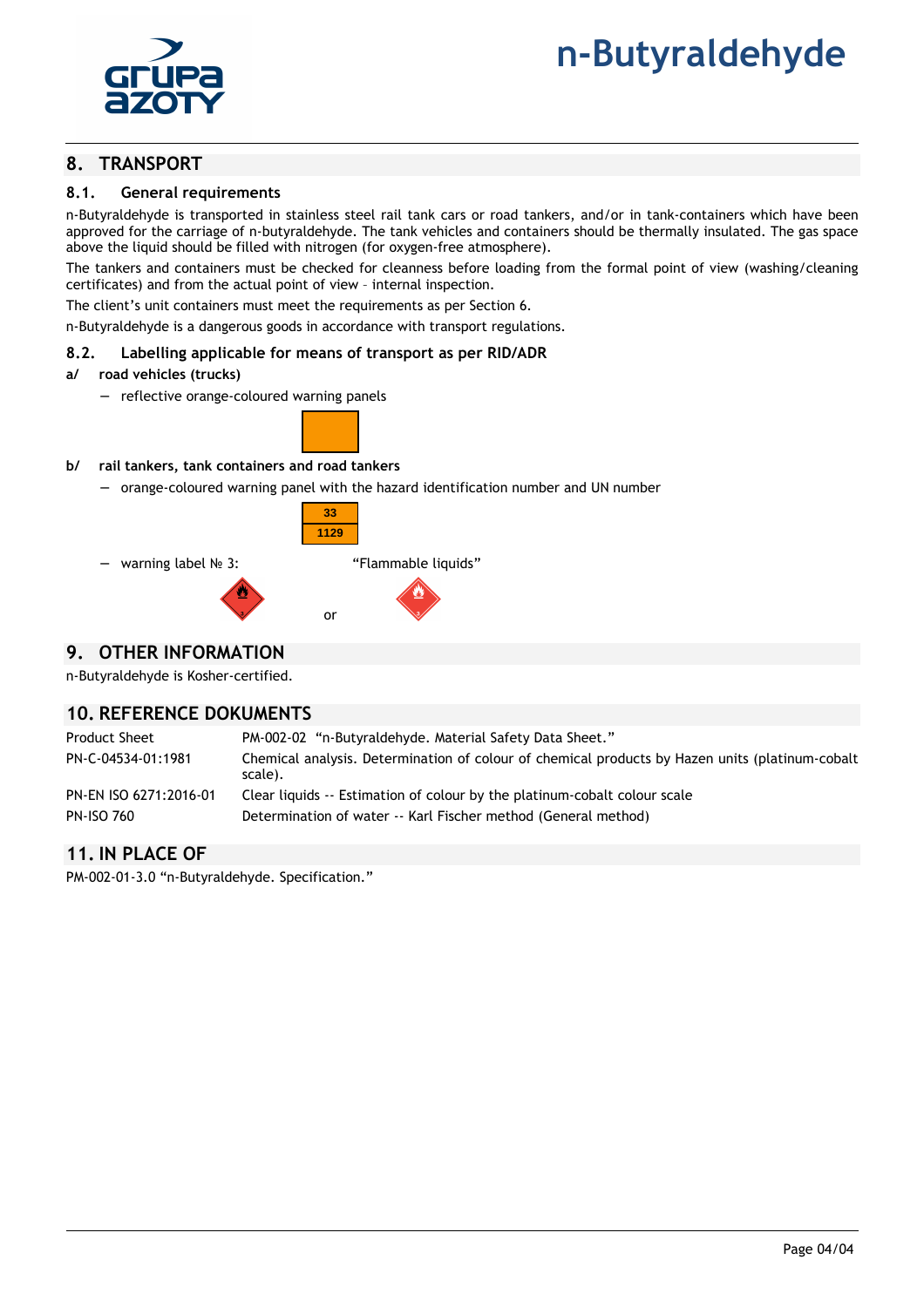## 8. TRANSPORT

### 8.1. General requirements

n-Butyraldehyde is transported in stainless steel rail tank cars or road tankers, and/or in tank-containers which have been approved for the carriage of n-butyraldehyde. The tank vehicles and containers should be thermally insulated. The gas space above the liquid should be filled with nitrogen (for oxygen-free atmosphere).

The tankers and containers must be checked for cleanness before loading from the formal point of view (washing/cleaning certificates) and from the actual point of view – internal inspection.

The client's unit containers must meet the requirements as per Section 6.

n-Butyraldehyde is a dangerous goods in accordance with transport regulations.

### 8.2. Labelling applicable for means of transport as per RID/ADR

**a/ road vehicles (trucks)**

– reflective orange-coloured warning panels

**b/ rail tankers, tank containers and road tankers**

– orange-coloured warning panel with the hazard identification number and UN number

33
1129

– warning label № 3: "Flammable liquids"

or

## 9. OTHER INFORMATION

n-Butyraldehyde is Kosher-certified.

## 10. REFERENCE DOKUMENTS

| | |
|---|---|
| Product Sheet | PM-002-02 "n-Butyraldehyde. Material Safety Data Sheet." |
| PN-C-04534-01:1981 | Chemical analysis. Determination of colour of chemical products by Hazen units (platinum-cobalt scale). |
| PN-EN ISO 6271:2016-01 | Clear liquids -- Estimation of colour by the platinum-cobalt colour scale |
| PN-ISO 760 | Determination of water -- Karl Fischer method (General method) |

## 11. IN PLACE OF

PM-002-01-3.0 "n-Butyraldehyde. Specification."